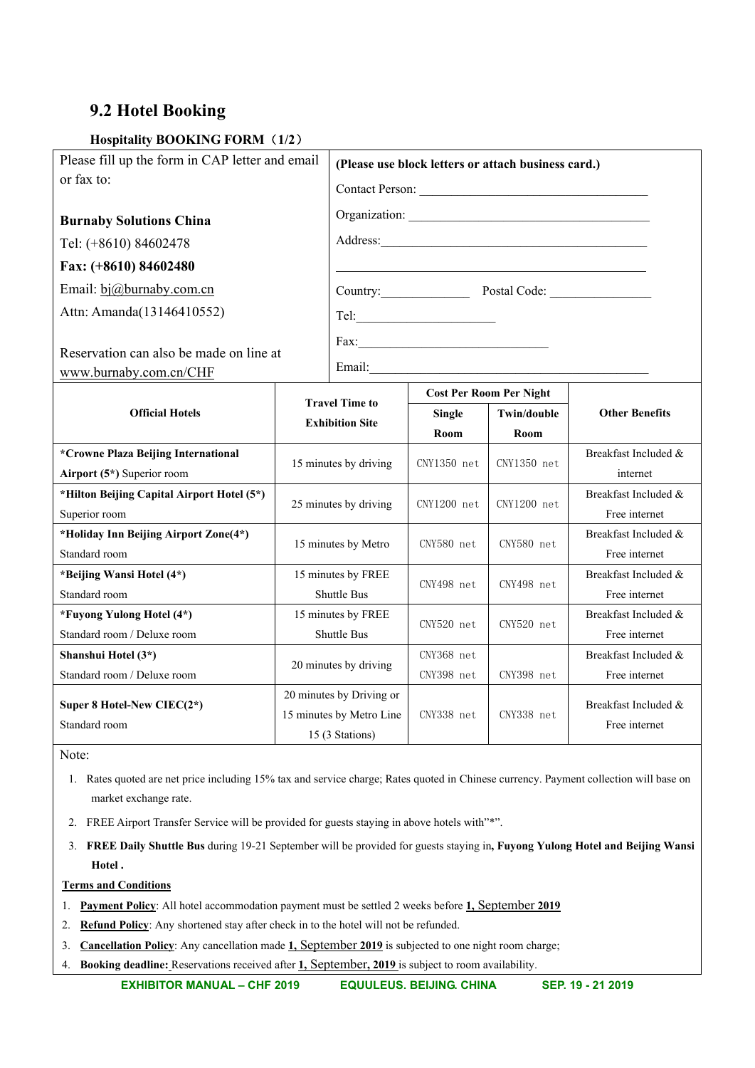## 9.2 Hotel Booking

### Hospitality BOOKING FORM（1/2）

| Please fill up the form in CAP letter and email or fax to: | **(Please use block letters or attach business card.)** |
|---|---|
| **Burnaby Solutions China** | Contact Person: ________________ |
| Tel: (+8610) 84602478 | Organization: ________________ |
| **Fax: (+8610) 84602480** | Address: ________________ |
| Email: bj@burnaby.com.cn | Country: ________ Postal Code: ________ |
| Attn: Amanda(13146410552) | Tel: ________________ |
| Reservation can also be made on line at www.burnaby.com.cn/CHF | Fax: ________________ |
| | Email: ________________ |

| **Official Hotels** | **Travel Time to Exhibition Site** | **Cost Per Room Per Night** | | **Other Benefits** |
|---|---|---|---|---|
| | | **Single Room** | **Twin/double Room** | |
| **\*Crowne Plaza Beijing International Airport (5\*)** Superior room | 15 minutes by driving | CNY1350 net | CNY1350 net | Breakfast Included & internet |
| **\*Hilton Beijing Capital Airport Hotel (5\*)** Superior room | 25 minutes by driving | CNY1200 net | CNY1200 net | Breakfast Included & Free internet |
| **\*Holiday Inn Beijing Airport Zone(4\*)** Standard room | 15 minutes by Metro | CNY580 net | CNY580 net | Breakfast Included & Free internet |
| **\*Beijing Wansi Hotel (4\*)** Standard room | 15 minutes by FREE Shuttle Bus | CNY498 net | CNY498 net | Breakfast Included & Free internet |
| **\*Fuyong Yulong Hotel (4\*)** Standard room / Deluxe room | 15 minutes by FREE Shuttle Bus | CNY520 net | CNY520 net | Breakfast Included & Free internet |
| **Shanshui Hotel (3\*)** Standard room / Deluxe room | 20 minutes by driving | CNY368 net<br>CNY398 net | CNY398 net | Breakfast Included & Free internet |
| **Super 8 Hotel-New CIEC(2\*)** Standard room | 20 minutes by Driving or 15 minutes by Metro Line 15 (3 Stations) | CNY338 net | CNY338 net | Breakfast Included & Free internet |

Note:

1. Rates quoted are net price including 15% tax and service charge; Rates quoted in Chinese currency. Payment collection will base on market exchange rate.
2. FREE Airport Transfer Service will be provided for guests staying in above hotels with"*".
3. **FREE Daily Shuttle Bus** during 19-21 September will be provided for guests staying in**, Fuyong Yulong Hotel and Beijing Wansi Hotel .**

**Terms and Conditions**

1. **Payment Policy**: All hotel accommodation payment must be settled 2 weeks before **1, September 2019**
2. **Refund Policy**: Any shortened stay after check in to the hotel will not be refunded.
3. **Cancellation Policy**: Any cancellation made **1, September 2019** is subjected to one night room charge;
4. **Booking deadline:** Reservations received after **1, September, 2019** is subject to room availability.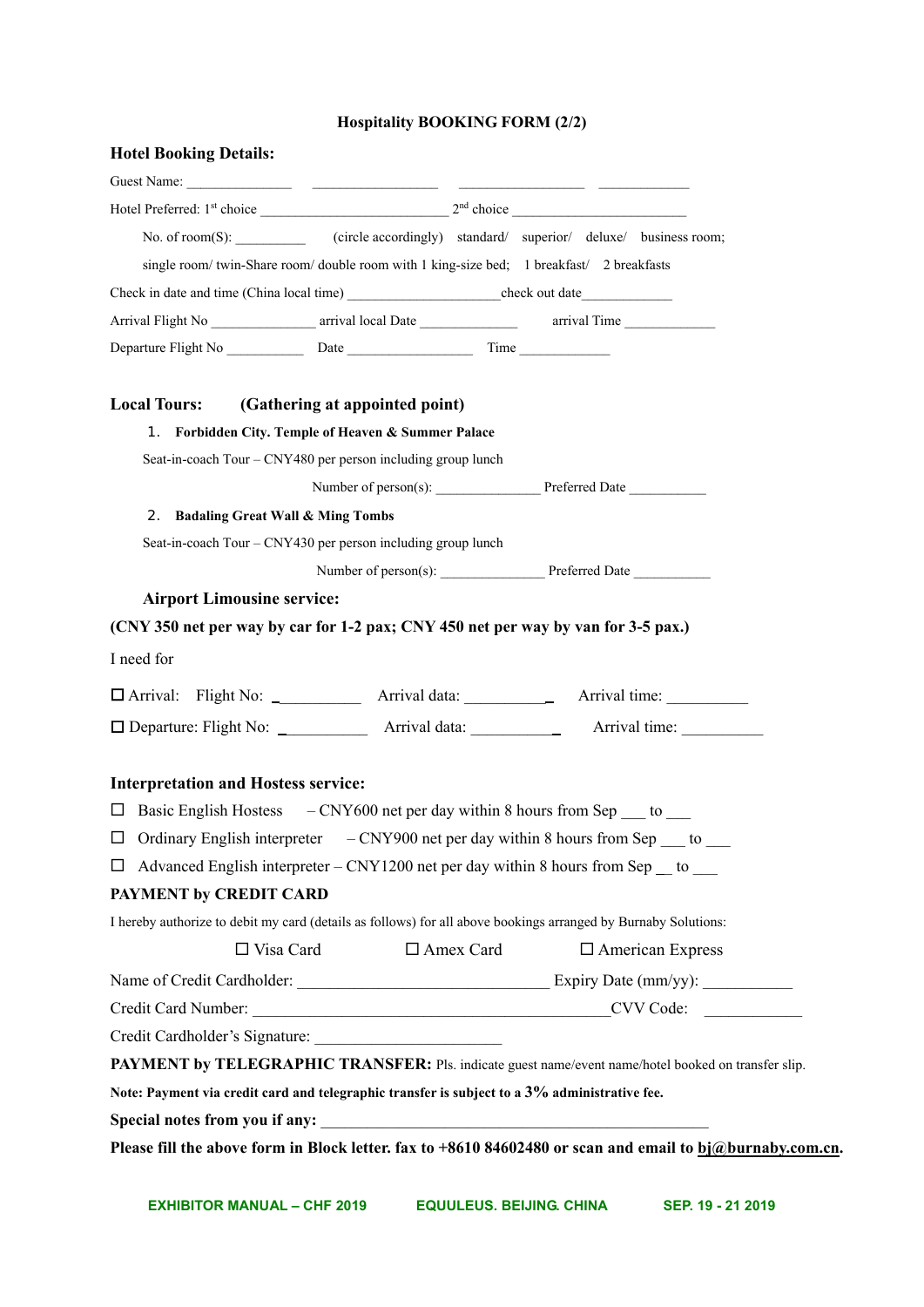# Hospitality BOOKING FORM (2/2)

## Hotel Booking Details:

Guest Name: ______________ ________________ ________________ ____________

Hotel Preferred: 1st choice _________________________ 2nd choice ________________________

No. of room(S): _________ (circle accordingly) standard/ superior/ deluxe/ business room;

single room/ twin-Share room/ double room with 1 king-size bed; 1 breakfast/ 2 breakfasts

Check in date and time (China local time) ____________________check out date____________

Arrival Flight No ______________ arrival local Date _____________ arrival Time ____________

Departure Flight No __________ Date _________________ Time ____________

## Local Tours: (Gathering at appointed point)

1. **Forbidden City. Temple of Heaven & Summer Palace**

Seat-in-coach Tour – CNY480 per person including group lunch

Number of person(s): ______________ Preferred Date __________

2. **Badaling Great Wall & Ming Tombs**

Seat-in-coach Tour – CNY430 per person including group lunch

Number of person(s): ______________ Preferred Date __________

### Airport Limousine service:

**(CNY 350 net per way by car for 1-2 pax; CNY 450 net per way by van for 3-5 pax.)**

I need for

☐ Arrival: Flight No: __________ Arrival data: __________ Arrival time: __________

☐ Departure: Flight No: __________ Arrival data: __________ Arrival time: __________

## Interpretation and Hostess service:

☐ Basic English Hostess – CNY600 net per day within 8 hours from Sep ___ to ___

☐ Ordinary English interpreter – CNY900 net per day within 8 hours from Sep ___ to ___

☐ Advanced English interpreter – CNY1200 net per day within 8 hours from Sep __ to ___

## PAYMENT by CREDIT CARD

I hereby authorize to debit my card (details as follows) for all above bookings arranged by Burnaby Solutions:

☐ Visa Card ☐ Amex Card ☐ American Express

Name of Credit Cardholder: _____________________________ Expiry Date (mm/yy): __________

Credit Card Number: ___________________________________________CVV Code: ___________

Credit Cardholder's Signature: ______________________

**PAYMENT by TELEGRAPHIC TRANSFER:** Pls. indicate guest name/event name/hotel booked on transfer slip.

**Note: Payment via credit card and telegraphic transfer is subject to a 3% administrative fee.**

**Special notes from you if any:** ______________________________________________

**Please fill the above form in Block letter. fax to +8610 84602480 or scan and email to bj@burnaby.com.cn.**